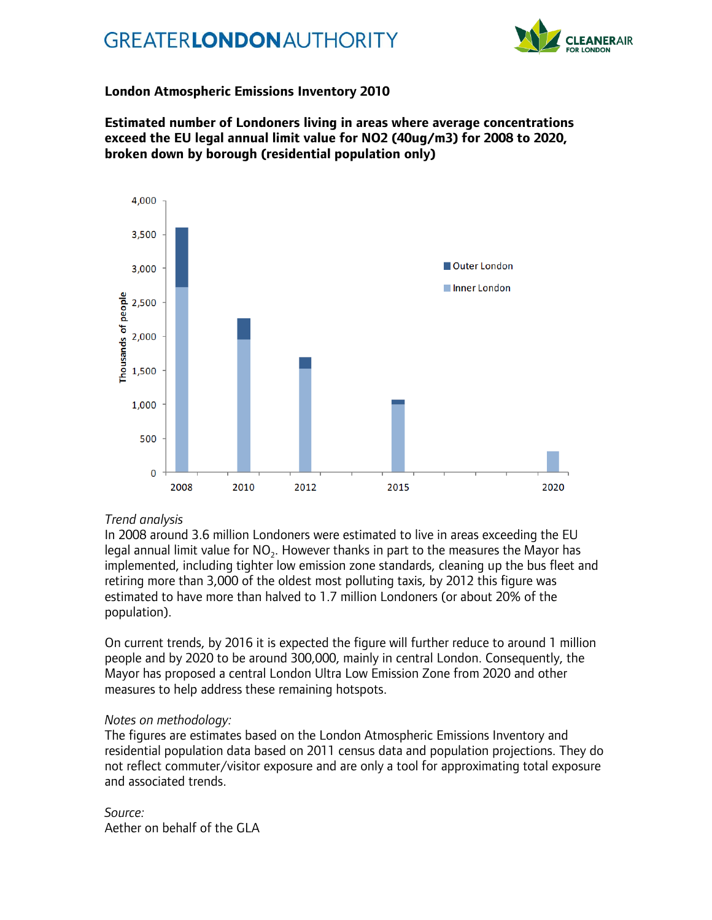GREATER**LONDON**AUTHORITY

CLEANERAIR FOR LONDON

**London Atmospheric Emissions Inventory 2010**

**Estimated number of Londoners living in areas where average concentrations exceed the EU legal annual limit value for NO2 (40ug/m3) for 2008 to 2020, broken down by borough (residential population only)**

*Trend analysis*

In 2008 around 3.6 million Londoners were estimated to live in areas exceeding the EU legal annual limit value for $NO_2$. However thanks in part to the measures the Mayor has implemented, including tighter low emission zone standards, cleaning up the bus fleet and retiring more than 3,000 of the oldest most polluting taxis, by 2012 this figure was estimated to have more than halved to 1.7 million Londoners (or about 20% of the population).

On current trends, by 2016 it is expected the figure will further reduce to around 1 million people and by 2020 to be around 300,000, mainly in central London. Consequently, the Mayor has proposed a central London Ultra Low Emission Zone from 2020 and other measures to help address these remaining hotspots.

*Notes on methodology:*

The figures are estimates based on the London Atmospheric Emissions Inventory and residential population data based on 2011 census data and population projections. They do not reflect commuter/visitor exposure and are only a tool for approximating total exposure and associated trends.

*Source:*

Aether on behalf of the GLA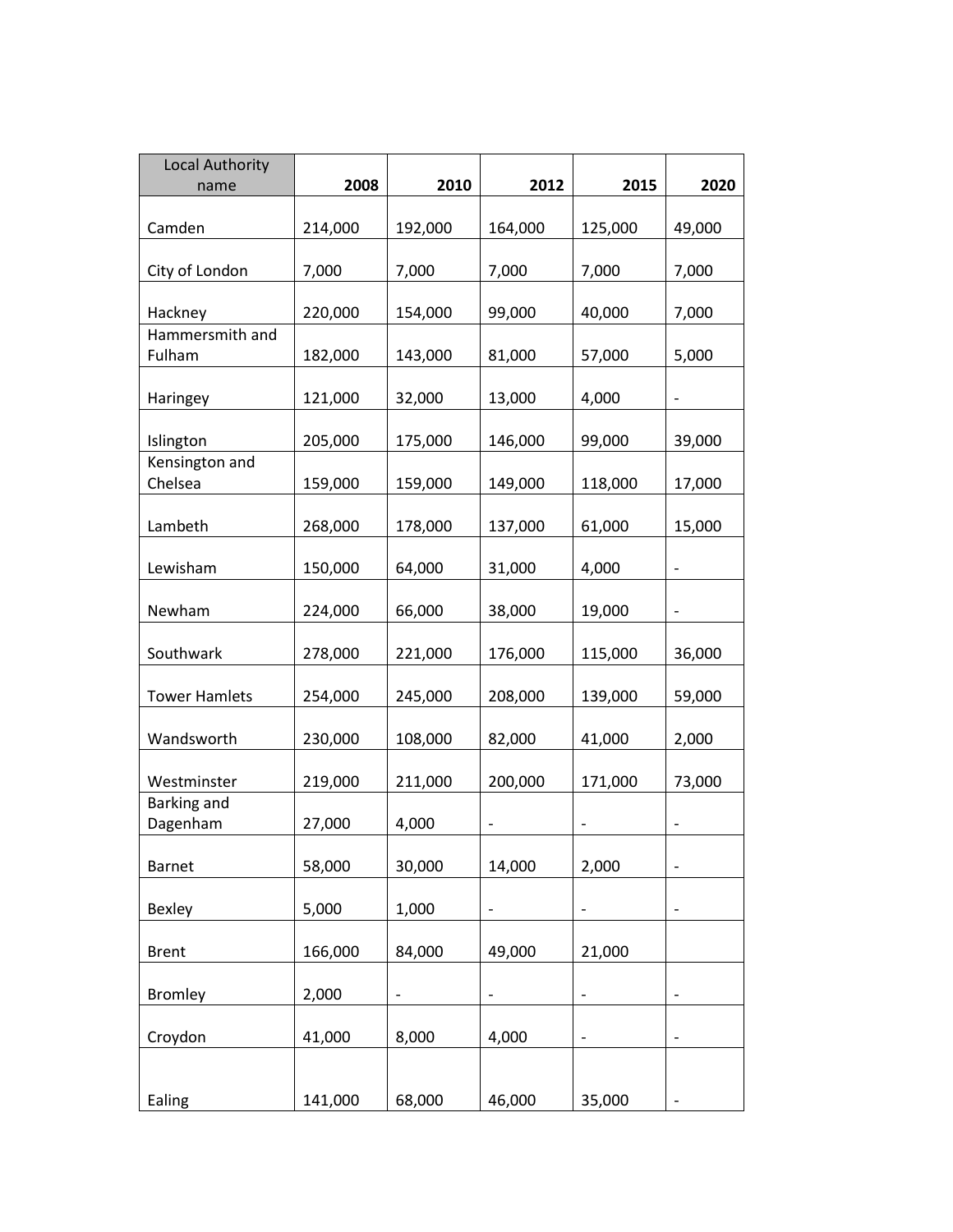| Local Authority name | 2008 | 2010 | 2012 | 2015 | 2020 |
|---|---|---|---|---|---|
| Camden | 214,000 | 192,000 | 164,000 | 125,000 | 49,000 |
| City of London | 7,000 | 7,000 | 7,000 | 7,000 | 7,000 |
| Hackney | 220,000 | 154,000 | 99,000 | 40,000 | 7,000 |
| Hammersmith and Fulham | 182,000 | 143,000 | 81,000 | 57,000 | 5,000 |
| Haringey | 121,000 | 32,000 | 13,000 | 4,000 | - |
| Islington | 205,000 | 175,000 | 146,000 | 99,000 | 39,000 |
| Kensington and Chelsea | 159,000 | 159,000 | 149,000 | 118,000 | 17,000 |
| Lambeth | 268,000 | 178,000 | 137,000 | 61,000 | 15,000 |
| Lewisham | 150,000 | 64,000 | 31,000 | 4,000 | - |
| Newham | 224,000 | 66,000 | 38,000 | 19,000 | - |
| Southwark | 278,000 | 221,000 | 176,000 | 115,000 | 36,000 |
| Tower Hamlets | 254,000 | 245,000 | 208,000 | 139,000 | 59,000 |
| Wandsworth | 230,000 | 108,000 | 82,000 | 41,000 | 2,000 |
| Westminster | 219,000 | 211,000 | 200,000 | 171,000 | 73,000 |
| Barking and Dagenham | 27,000 | 4,000 | - | - | - |
| Barnet | 58,000 | 30,000 | 14,000 | 2,000 | - |
| Bexley | 5,000 | 1,000 | - | - | - |
| Brent | 166,000 | 84,000 | 49,000 | 21,000 | |
| Bromley | 2,000 | - | - | - | - |
| Croydon | 41,000 | 8,000 | 4,000 | - | - |
| Ealing | 141,000 | 68,000 | 46,000 | 35,000 | - |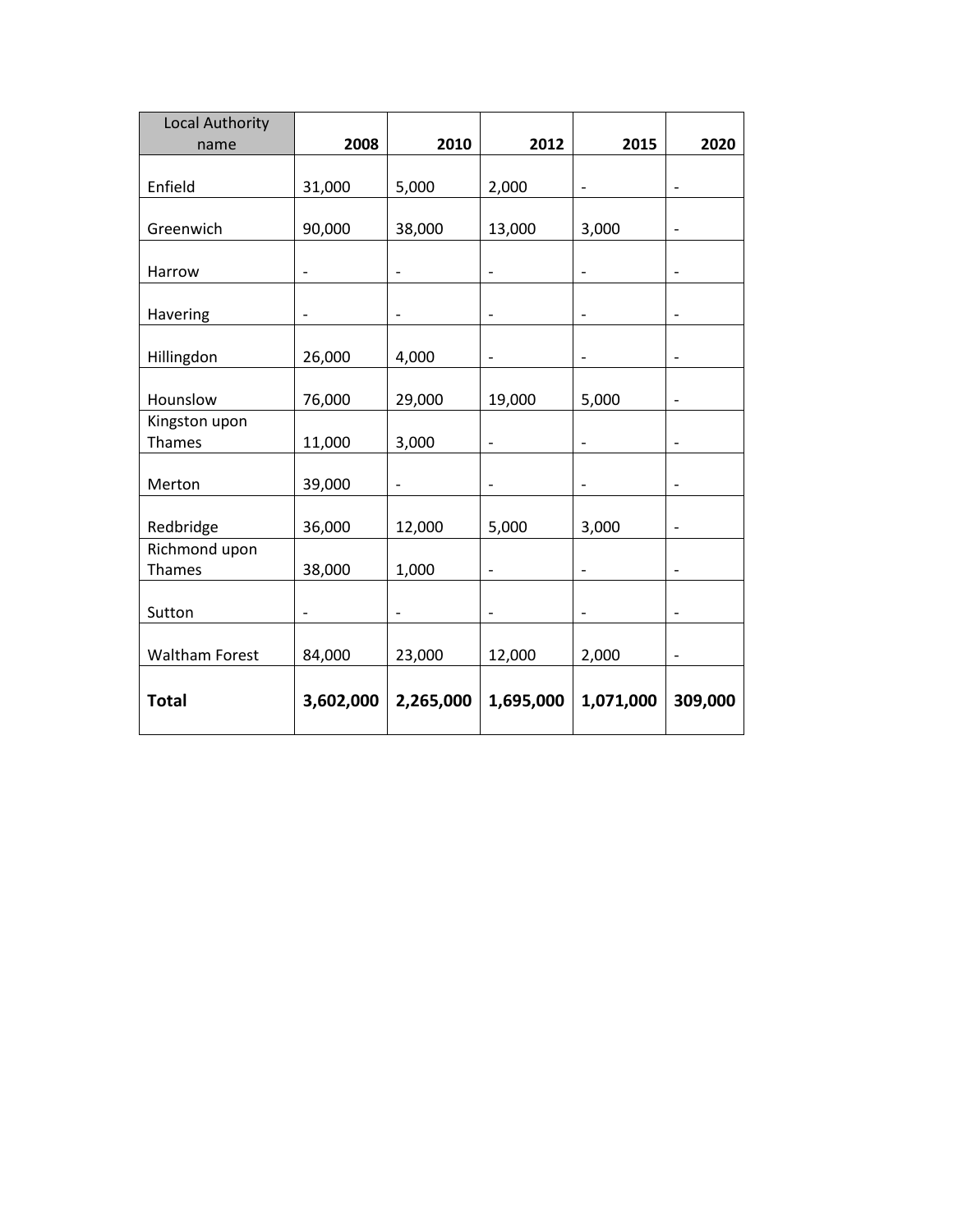| Local Authority name | 2008 | 2010 | 2012 | 2015 | 2020 |
|---|---|---|---|---|---|
| Enfield | 31,000 | 5,000 | 2,000 | - | - |
| Greenwich | 90,000 | 38,000 | 13,000 | 3,000 | - |
| Harrow | - | - | - | - | - |
| Havering | - | - | - | - | - |
| Hillingdon | 26,000 | 4,000 | - | - | - |
| Hounslow | 76,000 | 29,000 | 19,000 | 5,000 | - |
| Kingston upon Thames | 11,000 | 3,000 | - | - | - |
| Merton | 39,000 | - | - | - | - |
| Redbridge | 36,000 | 12,000 | 5,000 | 3,000 | - |
| Richmond upon Thames | 38,000 | 1,000 | - | - | - |
| Sutton | - | - | - | - | - |
| Waltham Forest | 84,000 | 23,000 | 12,000 | 2,000 | - |
| **Total** | **3,602,000** | **2,265,000** | **1,695,000** | **1,071,000** | **309,000** |